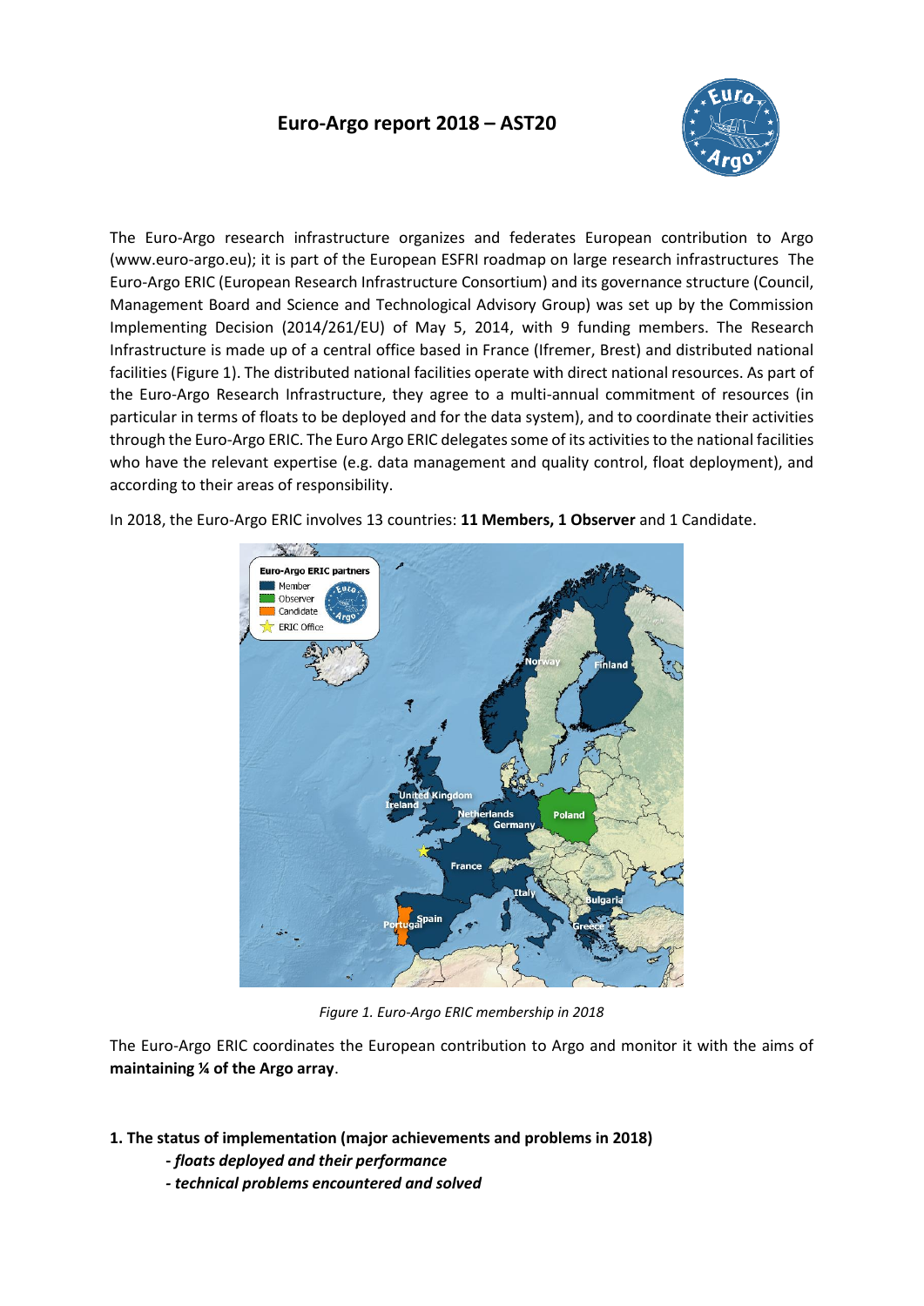# Euro-Argo report 2018 – AST20

The Euro-Argo research infrastructure organizes and federates European contribution to Argo (www.euro-argo.eu); it is part of the European ESFRI roadmap on large research infrastructures The Euro-Argo ERIC (European Research Infrastructure Consortium) and its governance structure (Council, Management Board and Science and Technological Advisory Group) was set up by the Commission Implementing Decision (2014/261/EU) of May 5, 2014, with 9 funding members. The Research Infrastructure is made up of a central office based in France (Ifremer, Brest) and distributed national facilities (Figure 1). The distributed national facilities operate with direct national resources. As part of the Euro-Argo Research Infrastructure, they agree to a multi-annual commitment of resources (in particular in terms of floats to be deployed and for the data system), and to coordinate their activities through the Euro-Argo ERIC. The Euro Argo ERIC delegates some of its activities to the national facilities who have the relevant expertise (e.g. data management and quality control, float deployment), and according to their areas of responsibility.

In 2018, the Euro-Argo ERIC involves 13 countries: **11 Members, 1 Observer** and 1 Candidate.

*Figure 1. Euro-Argo ERIC membership in 2018*

The Euro-Argo ERIC coordinates the European contribution to Argo and monitor it with the aims of **maintaining ¼ of the Argo array**.

## 1. The status of implementation (major achievements and problems in 2018)

- ***floats deployed and their performance***
- ***technical problems encountered and solved***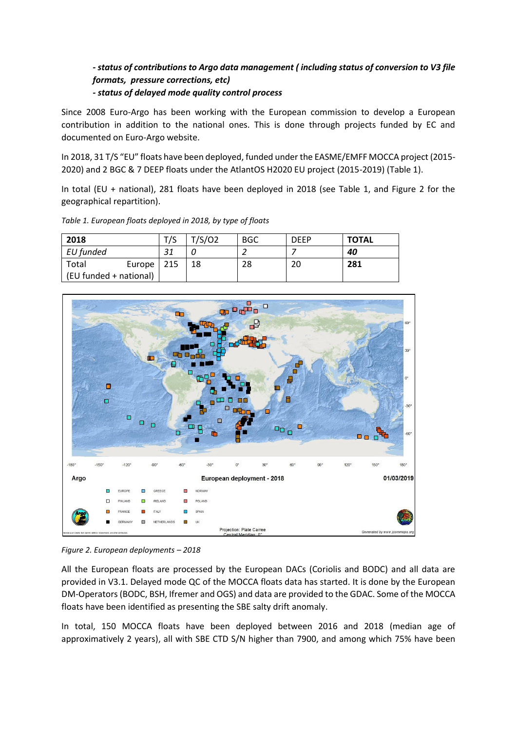***- status of contributions to Argo data management ( including status of conversion to V3 file formats, pressure corrections, etc)***
***- status of delayed mode quality control process***

Since 2008 Euro-Argo has been working with the European commission to develop a European contribution in addition to the national ones. This is done through projects funded by EC and documented on Euro-Argo website.

In 2018, 31 T/S "EU" floats have been deployed, funded under the EASME/EMFF MOCCA project (2015-2020) and 2 BGC & 7 DEEP floats under the AtlantOS H2020 EU project (2015-2019) (Table 1).

In total (EU + national), 281 floats have been deployed in 2018 (see Table 1, and Figure 2 for the geographical repartition).

*Table 1. European floats deployed in 2018, by type of floats*

| **2018** | T/S | T/S/O2 | BGC | DEEP | **TOTAL** |
|---|---|---|---|---|---|
| *EU funded* | *31* | *0* | *2* | *7* | ***40*** |
| Total Europe (EU funded + national) | 215 | 18 | 28 | 20 | **281** |

*Figure 2. European deployments – 2018*

All the European floats are processed by the European DACs (Coriolis and BODC) and all data are provided in V3.1. Delayed mode QC of the MOCCA floats data has started. It is done by the European DM-Operators (BODC, BSH, Ifremer and OGS) and data are provided to the GDAC. Some of the MOCCA floats have been identified as presenting the SBE salty drift anomaly.

In total, 150 MOCCA floats have been deployed between 2016 and 2018 (median age of approximatively 2 years), all with SBE CTD S/N higher than 7900, and among which 75% have been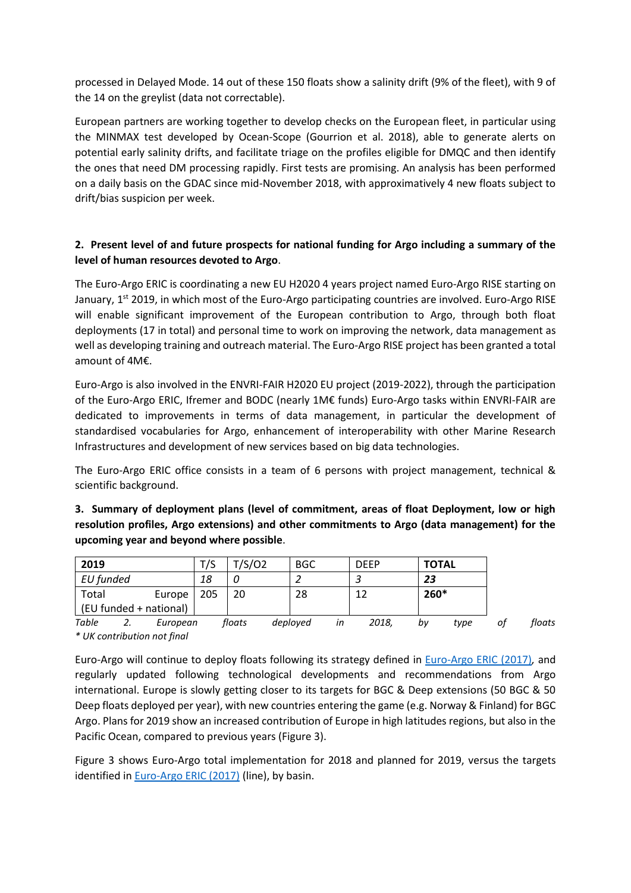processed in Delayed Mode. 14 out of these 150 floats show a salinity drift (9% of the fleet), with 9 of the 14 on the greylist (data not correctable).

European partners are working together to develop checks on the European fleet, in particular using the MINMAX test developed by Ocean-Scope (Gourrion et al. 2018), able to generate alerts on potential early salinity drifts, and facilitate triage on the profiles eligible for DMQC and then identify the ones that need DM processing rapidly. First tests are promising. An analysis has been performed on a daily basis on the GDAC since mid-November 2018, with approximatively 4 new floats subject to drift/bias suspicion per week.

**2. Present level of and future prospects for national funding for Argo including a summary of the level of human resources devoted to Argo**.

The Euro-Argo ERIC is coordinating a new EU H2020 4 years project named Euro-Argo RISE starting on January, 1st 2019, in which most of the Euro-Argo participating countries are involved. Euro-Argo RISE will enable significant improvement of the European contribution to Argo, through both float deployments (17 in total) and personal time to work on improving the network, data management as well as developing training and outreach material. The Euro-Argo RISE project has been granted a total amount of 4M€.

Euro-Argo is also involved in the ENVRI-FAIR H2020 EU project (2019-2022), through the participation of the Euro-Argo ERIC, Ifremer and BODC (nearly 1M€ funds) Euro-Argo tasks within ENVRI-FAIR are dedicated to improvements in terms of data management, in particular the development of standardised vocabularies for Argo, enhancement of interoperability with other Marine Research Infrastructures and development of new services based on big data technologies.

The Euro-Argo ERIC office consists in a team of 6 persons with project management, technical & scientific background.

**3. Summary of deployment plans (level of commitment, areas of float Deployment, low or high resolution profiles, Argo extensions) and other commitments to Argo (data management) for the upcoming year and beyond where possible**.

| **2019** | T/S | T/S/O2 | BGC | DEEP | **TOTAL** |
|---|---|---|---|---|---|
| *EU funded* | *18* | *0* | *2* | *3* | ***23*** |
| Total Europe (EU funded + national) | 205 | 20 | 28 | 12 | **260*** |

*Table 2. European floats deployed in 2018, by type of floats*
*\* UK contribution not final*

Euro-Argo will continue to deploy floats following its strategy defined in Euro-Argo ERIC (2017), and regularly updated following technological developments and recommendations from Argo international. Europe is slowly getting closer to its targets for BGC & Deep extensions (50 BGC & 50 Deep floats deployed per year), with new countries entering the game (e.g. Norway & Finland) for BGC Argo. Plans for 2019 show an increased contribution of Europe in high latitudes regions, but also in the Pacific Ocean, compared to previous years (Figure 3).

Figure 3 shows Euro-Argo total implementation for 2018 and planned for 2019, versus the targets identified in Euro-Argo ERIC (2017) (line), by basin.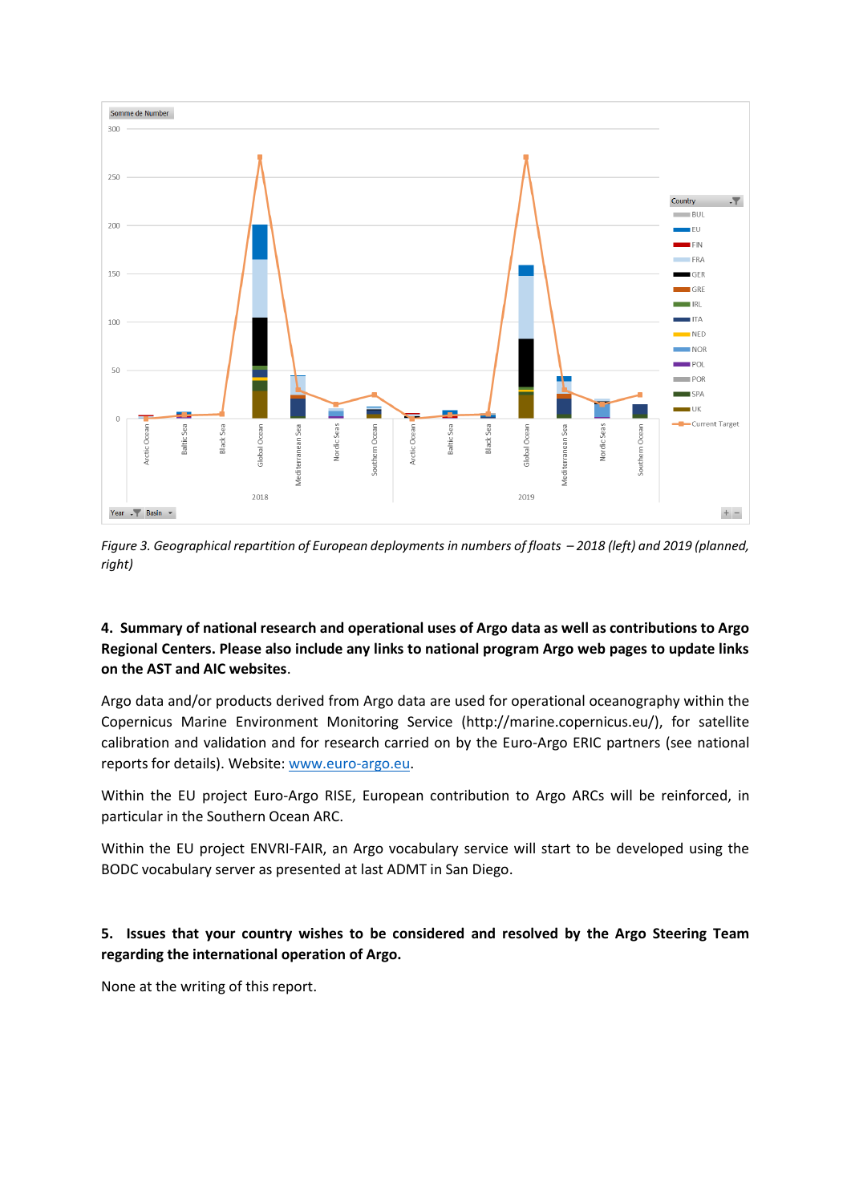*Figure 3. Geographical repartition of European deployments in numbers of floats – 2018 (left) and 2019 (planned, right)*

**4. Summary of national research and operational uses of Argo data as well as contributions to Argo Regional Centers. Please also include any links to national program Argo web pages to update links on the AST and AIC websites.**

Argo data and/or products derived from Argo data are used for operational oceanography within the Copernicus Marine Environment Monitoring Service (http://marine.copernicus.eu/), for satellite calibration and validation and for research carried on by the Euro-Argo ERIC partners (see national reports for details). Website: [www.euro-argo.eu](www.euro-argo.eu).

Within the EU project Euro-Argo RISE, European contribution to Argo ARCs will be reinforced, in particular in the Southern Ocean ARC.

Within the EU project ENVRI-FAIR, an Argo vocabulary service will start to be developed using the BODC vocabulary server as presented at last ADMT in San Diego.

**5. Issues that your country wishes to be considered and resolved by the Argo Steering Team regarding the international operation of Argo.**

None at the writing of this report.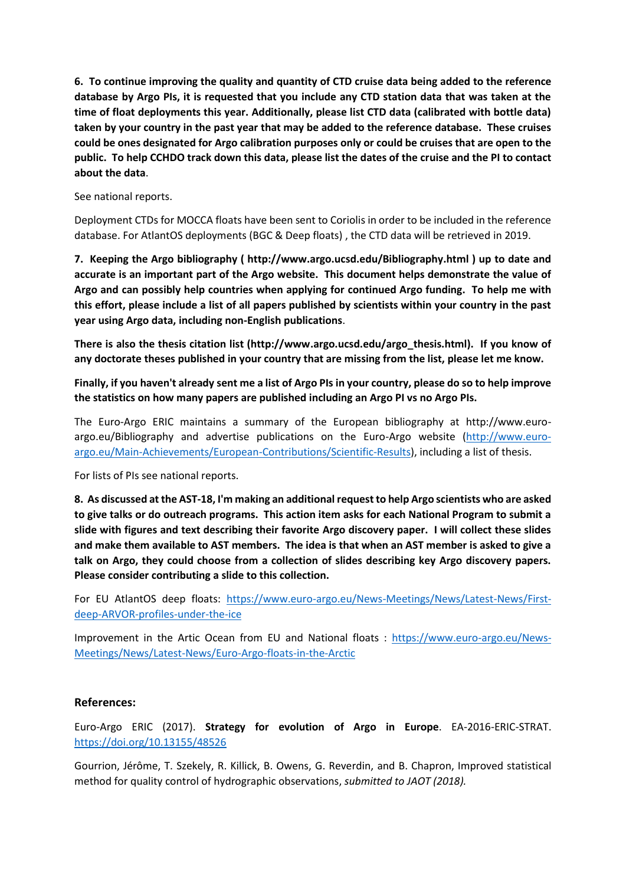**6. To continue improving the quality and quantity of CTD cruise data being added to the reference database by Argo PIs, it is requested that you include any CTD station data that was taken at the time of float deployments this year. Additionally, please list CTD data (calibrated with bottle data) taken by your country in the past year that may be added to the reference database. These cruises could be ones designated for Argo calibration purposes only or could be cruises that are open to the public. To help CCHDO track down this data, please list the dates of the cruise and the PI to contact about the data**.

See national reports.

Deployment CTDs for MOCCA floats have been sent to Coriolis in order to be included in the reference database. For AtlantOS deployments (BGC & Deep floats) , the CTD data will be retrieved in 2019.

**7. Keeping the Argo bibliography ( http://www.argo.ucsd.edu/Bibliography.html ) up to date and accurate is an important part of the Argo website. This document helps demonstrate the value of Argo and can possibly help countries when applying for continued Argo funding. To help me with this effort, please include a list of all papers published by scientists within your country in the past year using Argo data, including non-English publications**.

**There is also the thesis citation list (http://www.argo.ucsd.edu/argo_thesis.html). If you know of any doctorate theses published in your country that are missing from the list, please let me know.**

**Finally, if you haven't already sent me a list of Argo PIs in your country, please do so to help improve the statistics on how many papers are published including an Argo PI vs no Argo PIs.**

The Euro-Argo ERIC maintains a summary of the European bibliography at http://www.euro-argo.eu/Bibliography and advertise publications on the Euro-Argo website (http://www.euro-argo.eu/Main-Achievements/European-Contributions/Scientific-Results), including a list of thesis.

For lists of PIs see national reports.

**8. As discussed at the AST-18, I'm making an additional request to help Argo scientists who are asked to give talks or do outreach programs. This action item asks for each National Program to submit a slide with figures and text describing their favorite Argo discovery paper. I will collect these slides and make them available to AST members. The idea is that when an AST member is asked to give a talk on Argo, they could choose from a collection of slides describing key Argo discovery papers. Please consider contributing a slide to this collection.**

For EU AtlantOS deep floats: https://www.euro-argo.eu/News-Meetings/News/Latest-News/First-deep-ARVOR-profiles-under-the-ice

Improvement in the Artic Ocean from EU and National floats : https://www.euro-argo.eu/News-Meetings/News/Latest-News/Euro-Argo-floats-in-the-Arctic

## References:

Euro-Argo ERIC (2017). **Strategy for evolution of Argo in Europe**. EA-2016-ERIC-STRAT. https://doi.org/10.13155/48526

Gourrion, Jérôme, T. Szekely, R. Killick, B. Owens, G. Reverdin, and B. Chapron, Improved statistical method for quality control of hydrographic observations, *submitted to JAOT (2018).*